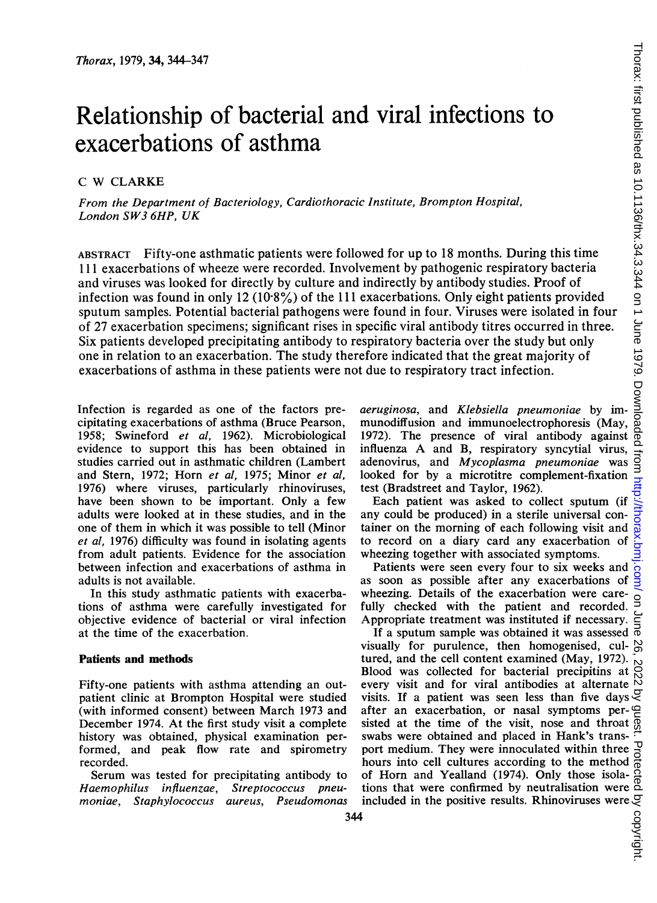# Relationship of bacterial and viral infections to exacerbations of asthma

C W CLARKE

*From the Department of Bacteriology, Cardiothoracic Institute, Brompton Hospital, London SW3 6HP, UK*

ABSTRACT Fifty-one asthmatic patients were followed for up to 18 months. During this time 111 exacerbations of wheeze were recorded. Involvement by pathogenic respiratory bacteria and viruses was looked for directly by culture and indirectly by antibody studies. Proof of infection was found in only 12 (10·8%) of the 111 exacerbations. Only eight patients provided sputum samples. Potential bacterial pathogens were found in four. Viruses were isolated in four of 27 exacerbation specimens; significant rises in specific viral antibody titres occurred in three. Six patients developed precipitating antibody to respiratory bacteria over the study but only one in relation to an exacerbation. The study therefore indicated that the great majority of exacerbations of asthma in these patients were not due to respiratory tract infection.

Infection is regarded as one of the factors precipitating exacerbations of asthma (Bruce Pearson, 1958; Swineford *et al*, 1962). Microbiological evidence to support this has been obtained in studies carried out in asthmatic children (Lambert and Stern, 1972; Horn *et al*, 1975; Minor *et al*, 1976) where viruses, particularly rhinoviruses, have been shown to be important. Only a few adults were looked at in these studies, and in the one of them in which it was possible to tell (Minor *et al*, 1976) difficulty was found in isolating agents from adult patients. Evidence for the association between infection and exacerbations of asthma in adults is not available.

In this study asthmatic patients with exacerbations of asthma were carefully investigated for objective evidence of bacterial or viral infection at the time of the exacerbation.

## Patients and methods

Fifty-one patients with asthma attending an outpatient clinic at Brompton Hospital were studied (with informed consent) between March 1973 and December 1974. At the first study visit a complete history was obtained, physical examination performed, and peak flow rate and spirometry recorded.

Serum was tested for precipitating antibody to *Haemophilus influenzae*, *Streptococcus pneumoniae*, *Staphylococcus aureus*, *Pseudomonas aeruginosa*, and *Klebsiella pneumoniae* by immunodiffusion and immunoelectrophoresis (May, 1972). The presence of viral antibody against influenza A and B, respiratory syncytial virus, adenovirus, and *Mycoplasma pneumoniae* was looked for by a microtitre complement-fixation test (Bradstreet and Taylor, 1962).

Each patient was asked to collect sputum (if any could be produced) in a sterile universal container on the morning of each following visit and to record on a diary card any exacerbation of wheezing together with associated symptoms.

Patients were seen every four to six weeks and as soon as possible after any exacerbations of wheezing. Details of the exacerbation were carefully checked with the patient and recorded. Appropriate treatment was instituted if necessary.

If a sputum sample was obtained it was assessed visually for purulence, then homogenised, cultured, and the cell content examined (May, 1972). Blood was collected for bacterial precipitins at every visit and for viral antibodies at alternate visits. If a patient was seen less than five days after an exacerbation, or nasal symptoms persisted at the time of the visit, nose and throat swabs were obtained and placed in Hank's transport medium. They were innoculated within three hours into cell cultures according to the method of Horn and Yealland (1974). Only those isolations that were confirmed by neutralisation were included in the positive results. Rhinoviruses were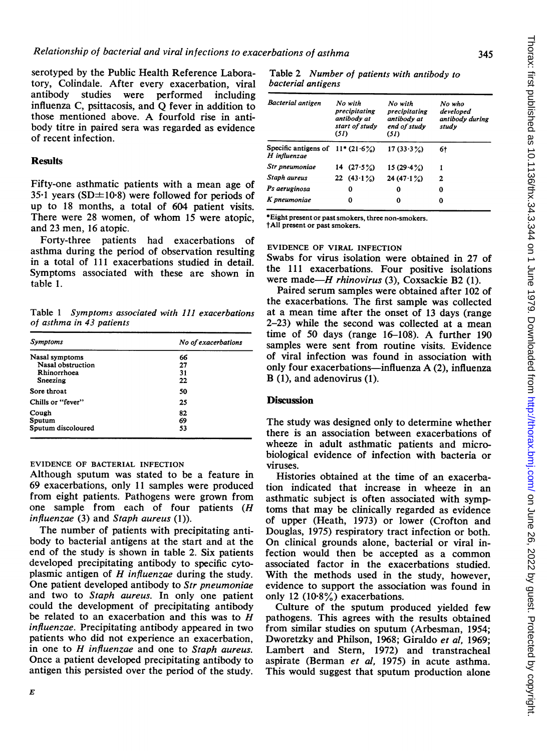serotyped by the Public Health Reference Laboratory, Colindale. After every exacerbation, viral antibody studies were performed including influenza C, psittacosis, and Q fever in addition to those mentioned above. A fourfold rise in antibody titre in paired sera was regarded as evidence of recent infection.

## Results

Fifty-one asthmatic patients with a mean age of 35·1 years (SD±10·8) were followed for periods of up to 18 months, a total of 604 patient visits. There were 28 women, of whom 15 were atopic, and 23 men, 16 atopic.

Forty-three patients had exacerbations of asthma during the period of observation resulting in a total of 111 exacerbations studied in detail. Symptoms associated with these are shown in table 1.

Table 1 *Symptoms associated with 111 exacerbations of asthma in 43 patients*

| Symptoms | No of exacerbations |
|---|---|
| Nasal symptoms | 66 |
| Nasal obstruction | 27 |
| Rhinorrhoea | 31 |
| Sneezing | 22 |
| Sore throat | 50 |
| Chills or "fever" | 25 |
| Cough | 82 |
| Sputum | 69 |
| Sputum discoloured | 53 |

### EVIDENCE OF BACTERIAL INFECTION

Although sputum was stated to be a feature in 69 exacerbations, only 11 samples were produced from eight patients. Pathogens were grown from one sample from each of four patients (*H influenzae* (3) and *Staph aureus* (1)).

The number of patients with precipitating antibody to bacterial antigens at the start and at the end of the study is shown in table 2. Six patients developed precipitating antibody to specific cytoplasmic antigen of *H influenzae* during the study. One patient developed antibody to *Str pneumoniae* and two to *Staph aureus*. In only one patient could the development of precipitating antibody be related to an exacerbation and this was to *H influenzae*. Precipitating antibody appeared in two patients who did not experience an exacerbation, in one to *H influenzae* and one to *Staph aureus*. Once a patient developed precipitating antibody to antigen this persisted over the period of the study.

Table 2 *Number of patients with antibody to bacterial antigens*

| Bacterial antigen | No with precipitating antibody at start of study (51) | No with precipitating antibody at end of study (51) | No who developed antibody during study |
|---|---|---|---|
| Specific antigens of *H influenzae* | 11* (21·6%) | 17 (33·3%) | 6† |
| *Str pneumoniae* | 14 (27·5%) | 15 (29·4%) | 1 |
| *Staph aureus* | 22 (43·1%) | 24 (47·1%) | 2 |
| *Ps aeruginosa* | 0 | 0 | 0 |
| *K pneumoniae* | 0 | 0 | 0 |

*Eight present or past smokers, three non-smokers.
†All present or past smokers.

### EVIDENCE OF VIRAL INFECTION

Swabs for virus isolation were obtained in 27 of the 111 exacerbations. Four positive isolations were made—*H rhinovirus* (3), Coxsackie B2 (1).

Paired serum samples were obtained after 102 of the exacerbations. The first sample was collected at a mean time after the onset of 13 days (range 2–23) while the second was collected at a mean time of 50 days (range 16–108). A further 190 samples were sent from routine visits. Evidence of viral infection was found in association with only four exacerbations—influenza A (2), influenza B (1), and adenovirus (1).

## Discussion

The study was designed only to determine whether there is an association between exacerbations of wheeze in adult asthmatic patients and microbiological evidence of infection with bacteria or viruses.

Histories obtained at the time of an exacerbation indicated that increase in wheeze in an asthmatic subject is often associated with symptoms that may be clinically regarded as evidence of upper (Heath, 1973) or lower (Crofton and Douglas, 1975) respiratory tract infection or both. On clinical grounds alone, bacterial or viral infection would then be accepted as a common associated factor in the exacerbations studied. With the methods used in the study, however, evidence to support the association was found in only 12 (10·8%) exacerbations.

Culture of the sputum produced yielded few pathogens. This agrees with the results obtained from similar studies on sputum (Arbesman, 1954; Dworetzky and Philson, 1968; Giraldo *et al*, 1969; Lambert and Stern, 1972) and transtracheal aspirate (Berman *et al*, 1975) in acute asthma. This would suggest that sputum production alone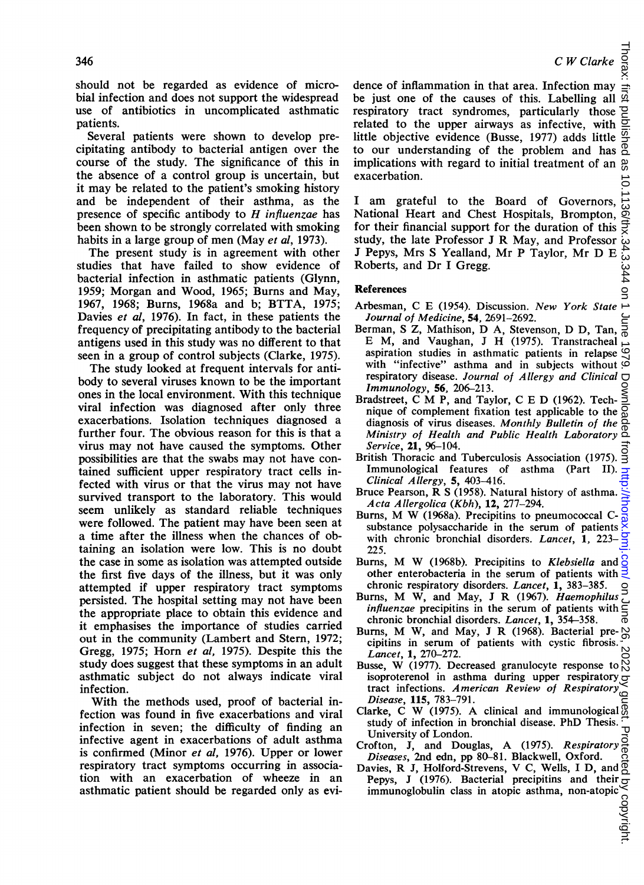should not be regarded as evidence of microbial infection and does not support the widespread use of antibiotics in uncomplicated asthmatic patients.

Several patients were shown to develop precipitating antibody to bacterial antigen over the course of the study. The significance of this in the absence of a control group is uncertain, but it may be related to the patient's smoking history and be independent of their asthma, as the presence of specific antibody to *H influenzae* has been shown to be strongly correlated with smoking habits in a large group of men (May *et al*, 1973).

The present study is in agreement with other studies that have failed to show evidence of bacterial infection in asthmatic patients (Glynn, 1959; Morgan and Wood, 1965; Burns and May, 1967, 1968; Burns, 1968a and b; BTTA, 1975; Davies *et al*, 1976). In fact, in these patients the frequency of precipitating antibody to the bacterial antigens used in this study was no different to that seen in a group of control subjects (Clarke, 1975).

The study looked at frequent intervals for antibody to several viruses known to be the important ones in the local environment. With this technique viral infection was diagnosed after only three exacerbations. Isolation techniques diagnosed a further four. The obvious reason for this is that a virus may not have caused the symptoms. Other possibilities are that the swabs may not have contained sufficient upper respiratory tract cells infected with virus or that the virus may not have survived transport to the laboratory. This would seem unlikely as standard reliable techniques were followed. The patient may have been seen at a time after the illness when the chances of obtaining an isolation were low. This is no doubt the case in some as isolation was attempted outside the first five days of the illness, but it was only attempted if upper respiratory tract symptoms persisted. The hospital setting may not have been the appropriate place to obtain this evidence and it emphasises the importance of studies carried out in the community (Lambert and Stern, 1972; Gregg, 1975; Horn *et al*, 1975). Despite this the study does suggest that these symptoms in an adult asthmatic subject do not always indicate viral infection.

With the methods used, proof of bacterial infection was found in five exacerbations and viral infection in seven; the difficulty of finding an infective agent in exacerbations of adult asthma is confirmed (Minor *et al*, 1976). Upper or lower respiratory tract symptoms occurring in association with an exacerbation of wheeze in an asthmatic patient should be regarded only as evidence of inflammation in that area. Infection may be just one of the causes of this. Labelling all respiratory tract syndromes, particularly those related to the upper airways as infective, with little objective evidence (Busse, 1977) adds little to our understanding of the problem and has implications with regard to initial treatment of an exacerbation.

I am grateful to the Board of Governors, National Heart and Chest Hospitals, Brompton, for their financial support for the duration of this study, the late Professor J R May, and Professor J Pepys, Mrs S Yealland, Mr P Taylor, Mr D E Roberts, and Dr I Gregg.

## References

Arbesman, C E (1954). Discussion. *New York State Journal of Medicine*, **54**, 2691–2692.

Berman, S Z, Mathison, D A, Stevenson, D D, Tan, E M, and Vaughan, J H (1975). Transtracheal aspiration studies in asthmatic patients in relapse with "infective" asthma and in subjects without respiratory disease. *Journal of Allergy and Clinical Immunology*, **56**, 206–213.

Bradstreet, C M P, and Taylor, C E D (1962). Technique of complement fixation test applicable to the diagnosis of virus diseases. *Monthly Bulletin of the Ministry of Health and Public Health Laboratory Service*, **21**, 96–104.

British Thoracic and Tuberculosis Association (1975). Immunological features of asthma (Part II). *Clinical Allergy*, **5**, 403–416.

Bruce Pearson, R S (1958). Natural history of asthma. *Acta Allergolica (Kbh)*, **12**, 277–294.

Burns, M W (1968a). Precipitins to pneumococcal C-substance polysaccharide in the serum of patients with chronic bronchial disorders. *Lancet*, **1**, 223–225.

Burns, M W (1968b). Precipitins to *Klebsiella* and other enterobacteria in the serum of patients with chronic respiratory disorders. *Lancet*, **1**, 383–385.

Burns, M W, and May, J R (1967). *Haemophilus influenzae* precipitins in the serum of patients with chronic bronchial disorders. *Lancet*, **1**, 354–358.

Burns, M W, and May, J R (1968). Bacterial precipitins in serum of patients with cystic fibrosis. *Lancet*, **1**, 270–272.

Busse, W (1977). Decreased granulocyte response to isoproterenol in asthma during upper respiratory tract infections. *American Review of Respiratory Disease*, **115**, 783–791.

Clarke, C W (1975). A clinical and immunological study of infection in bronchial disease. PhD Thesis. University of London.

Crofton, J, and Douglas, A (1975). *Respiratory Diseases*, 2nd edn, pp 80–81. Blackwell, Oxford.

Davies, R J, Holford-Strevens, V C, Wells, I D, and Pepys, J (1976). Bacterial precipitins and their immunoglobulin class in atopic asthma, non-atopic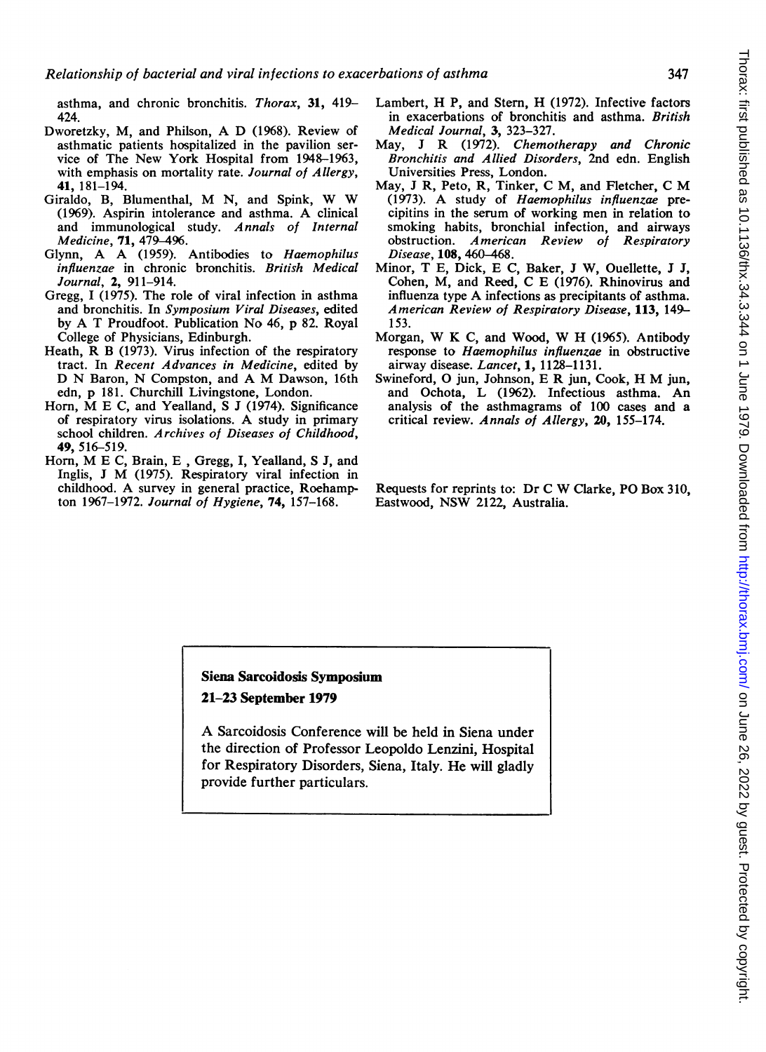asthma, and chronic bronchitis. *Thorax*, **31**, 419–424.

Dworetzky, M, and Philson, A D (1968). Review of asthmatic patients hospitalized in the pavilion service of The New York Hospital from 1948–1963, with emphasis on mortality rate. *Journal of Allergy*, **41**, 181–194.

Giraldo, B, Blumenthal, M N, and Spink, W W (1969). Aspirin intolerance and asthma. A clinical and immunological study. *Annals of Internal Medicine*, **71**, 479–496.

Glynn, A A (1959). Antibodies to *Haemophilus influenzae* in chronic bronchitis. *British Medical Journal*, **2**, 911–914.

Gregg, I (1975). The role of viral infection in asthma and bronchitis. In *Symposium Viral Diseases*, edited by A T Proudfoot. Publication No 46, p 82. Royal College of Physicians, Edinburgh.

Heath, R B (1973). Virus infection of the respiratory tract. In *Recent Advances in Medicine*, edited by D N Baron, N Compston, and A M Dawson, 16th edn, p 181. Churchill Livingstone, London.

Horn, M E C, and Yealland, S J (1974). Significance of respiratory virus isolations. A study in primary school children. *Archives of Diseases of Childhood*, **49**, 516–519.

Horn, M E C, Brain, E , Gregg, I, Yealland, S J, and Inglis, J M (1975). Respiratory viral infection in childhood. A survey in general practice, Roehampton 1967–1972. *Journal of Hygiene*, **74**, 157–168.

Lambert, H P, and Stern, H (1972). Infective factors in exacerbations of bronchitis and asthma. *British Medical Journal*, **3**, 323–327.

May, J R (1972). *Chemotherapy and Chronic Bronchitis and Allied Disorders*, 2nd edn. English Universities Press, London.

May, J R, Peto, R, Tinker, C M, and Fletcher, C M (1973). A study of *Haemophilus influenzae* precipitins in the serum of working men in relation to smoking habits, bronchial infection, and airways obstruction. *American Review of Respiratory Disease*, **108**, 460–468.

Minor, T E, Dick, E C, Baker, J W, Ouellette, J J, Cohen, M, and Reed, C E (1976). Rhinovirus and influenza type A infections as precipitants of asthma. *American Review of Respiratory Disease*, **113**, 149–153.

Morgan, W K C, and Wood, W H (1965). Antibody response to *Haemophilus influenzae* in obstructive airway disease. *Lancet*, **1**, 1128–1131.

Swineford, O jun, Johnson, E R jun, Cook, H M jun, and Ochota, L (1962). Infectious asthma. An analysis of the asthmagrams of 100 cases and a critical review. *Annals of Allergy*, **20**, 155–174.

Requests for reprints to: Dr C W Clarke, PO Box 310, Eastwood, NSW 2122, Australia.

**Siena Sarcoidosis Symposium**

**21–23 September 1979**

A Sarcoidosis Conference will be held in Siena under the direction of Professor Leopoldo Lenzini, Hospital for Respiratory Disorders, Siena, Italy. He will gladly provide further particulars.